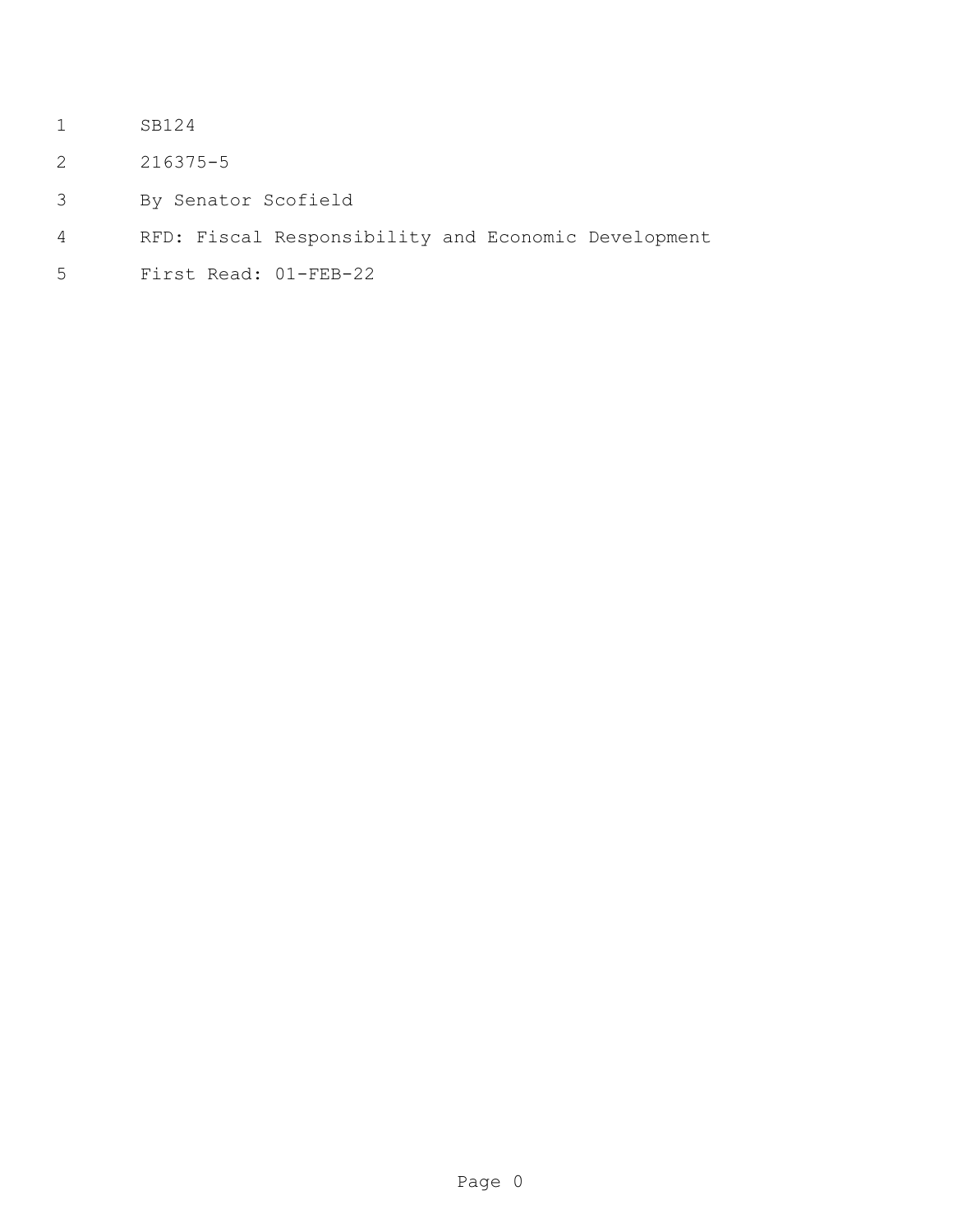SB124

216375-5

By Senator Scofield

RFD: Fiscal Responsibility and Economic Development

First Read: 01-FEB-22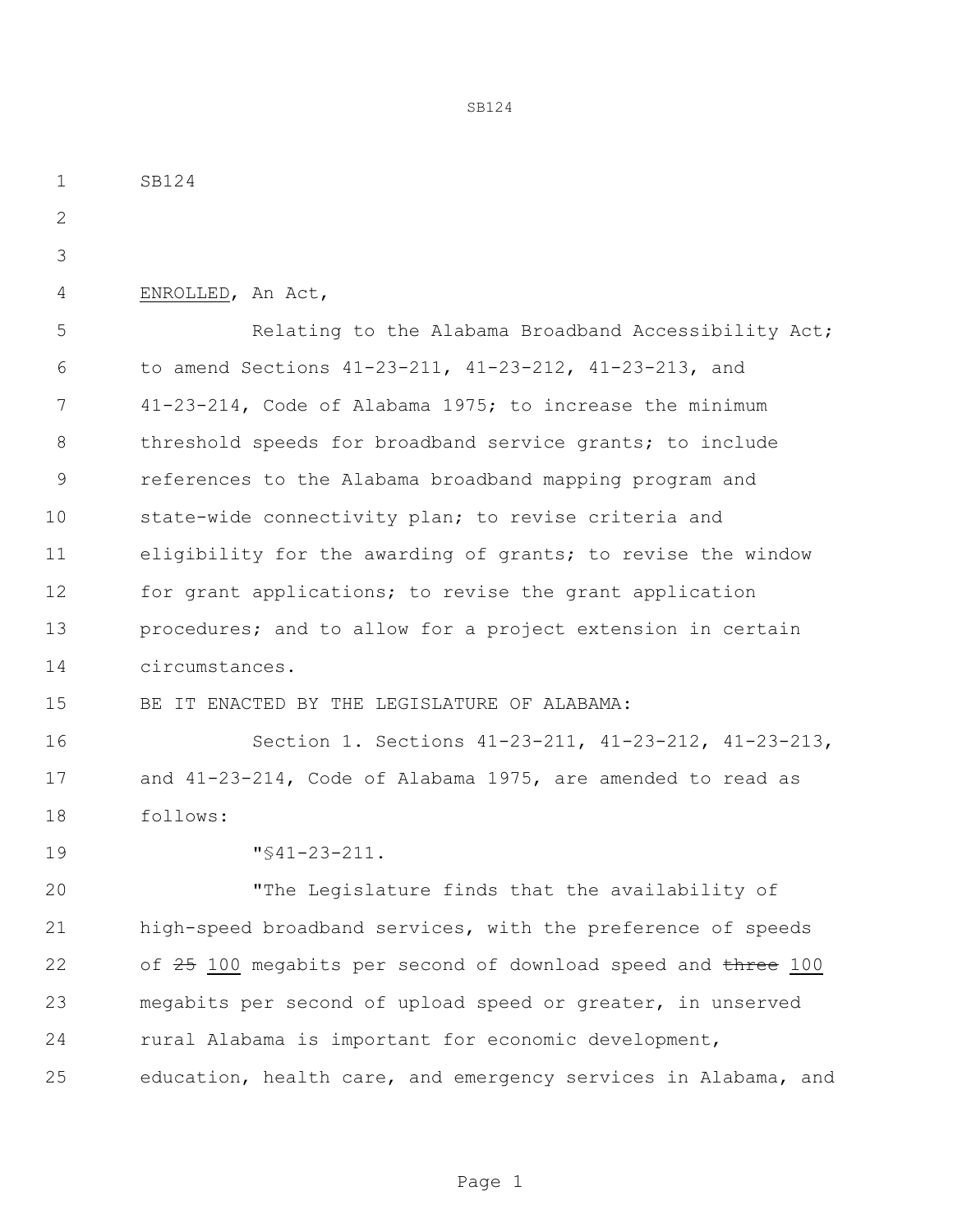SB124

ENROLLED, An Act,

Relating to the Alabama Broadband Accessibility Act; to amend Sections 41-23-211, 41-23-212, 41-23-213, and 41-23-214, Code of Alabama 1975; to increase the minimum threshold speeds for broadband service grants; to include references to the Alabama broadband mapping program and state-wide connectivity plan; to revise criteria and eligibility for the awarding of grants; to revise the window for grant applications; to revise the grant application procedures; and to allow for a project extension in certain circumstances.

BE IT ENACTED BY THE LEGISLATURE OF ALABAMA:

Section 1. Sections 41-23-211, 41-23-212, 41-23-213, and 41-23-214, Code of Alabama 1975, are amended to read as follows:

"§41-23-211.

"The Legislature finds that the availability of high-speed broadband services, with the preference of speeds of ~~25~~ <u>100</u> megabits per second of download speed and ~~three~~ <u>100</u> megabits per second of upload speed or greater, in unserved rural Alabama is important for economic development, education, health care, and emergency services in Alabama, and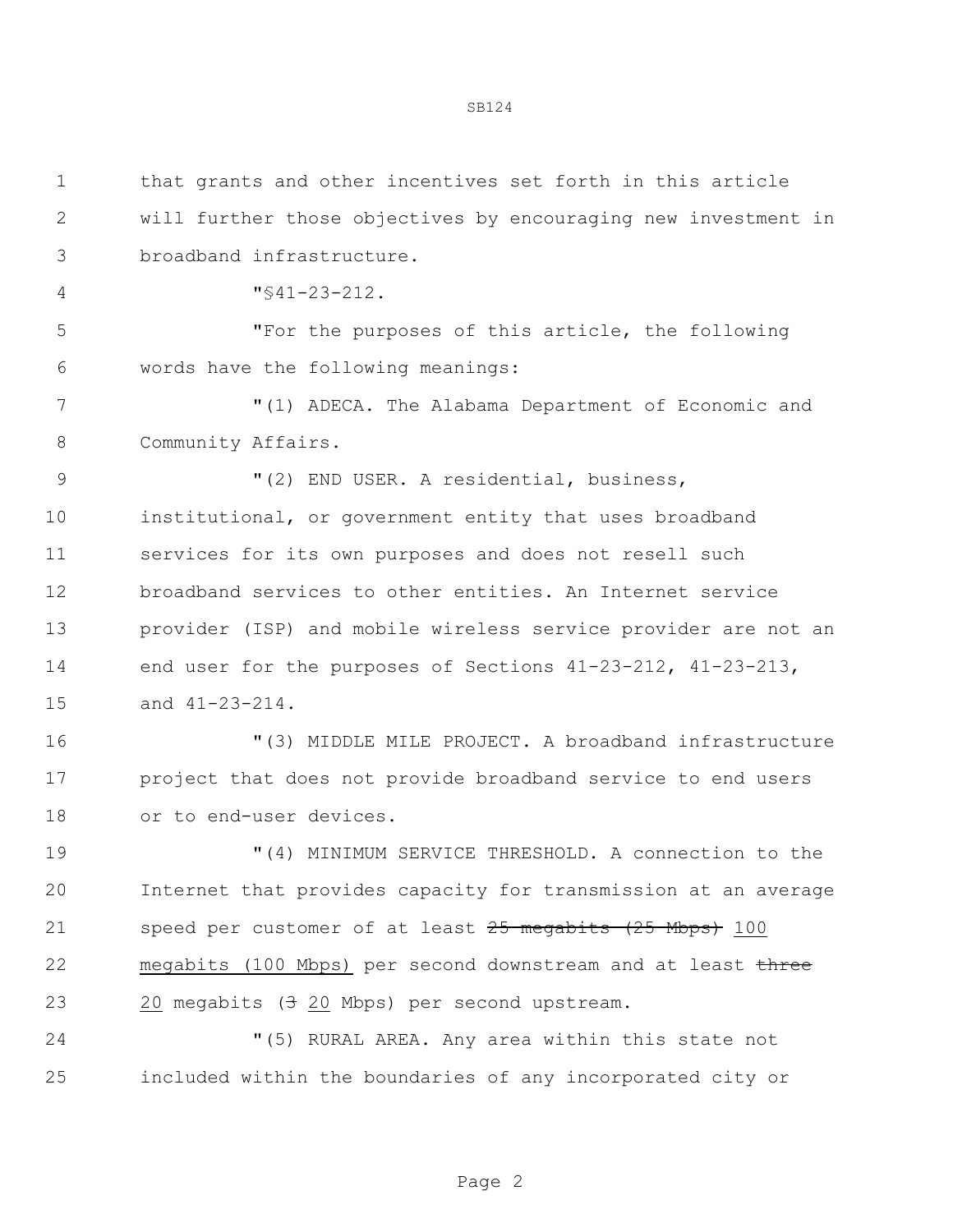that grants and other incentives set forth in this article will further those objectives by encouraging new investment in broadband infrastructure.

"§41-23-212.

"For the purposes of this article, the following words have the following meanings:

"(1) ADECA. The Alabama Department of Economic and Community Affairs.

"(2) END USER. A residential, business, institutional, or government entity that uses broadband services for its own purposes and does not resell such broadband services to other entities. An Internet service provider (ISP) and mobile wireless service provider are not an end user for the purposes of Sections 41-23-212, 41-23-213, and 41-23-214.

"(3) MIDDLE MILE PROJECT. A broadband infrastructure project that does not provide broadband service to end users or to end-user devices.

"(4) MINIMUM SERVICE THRESHOLD. A connection to the Internet that provides capacity for transmission at an average speed per customer of at least ~~25 megabits (25 Mbps)~~ <u>100 megabits (100 Mbps)</u> per second downstream and at least ~~three~~ <u>20</u> megabits (~~3~~ <u>20</u> Mbps) per second upstream.

"(5) RURAL AREA. Any area within this state not included within the boundaries of any incorporated city or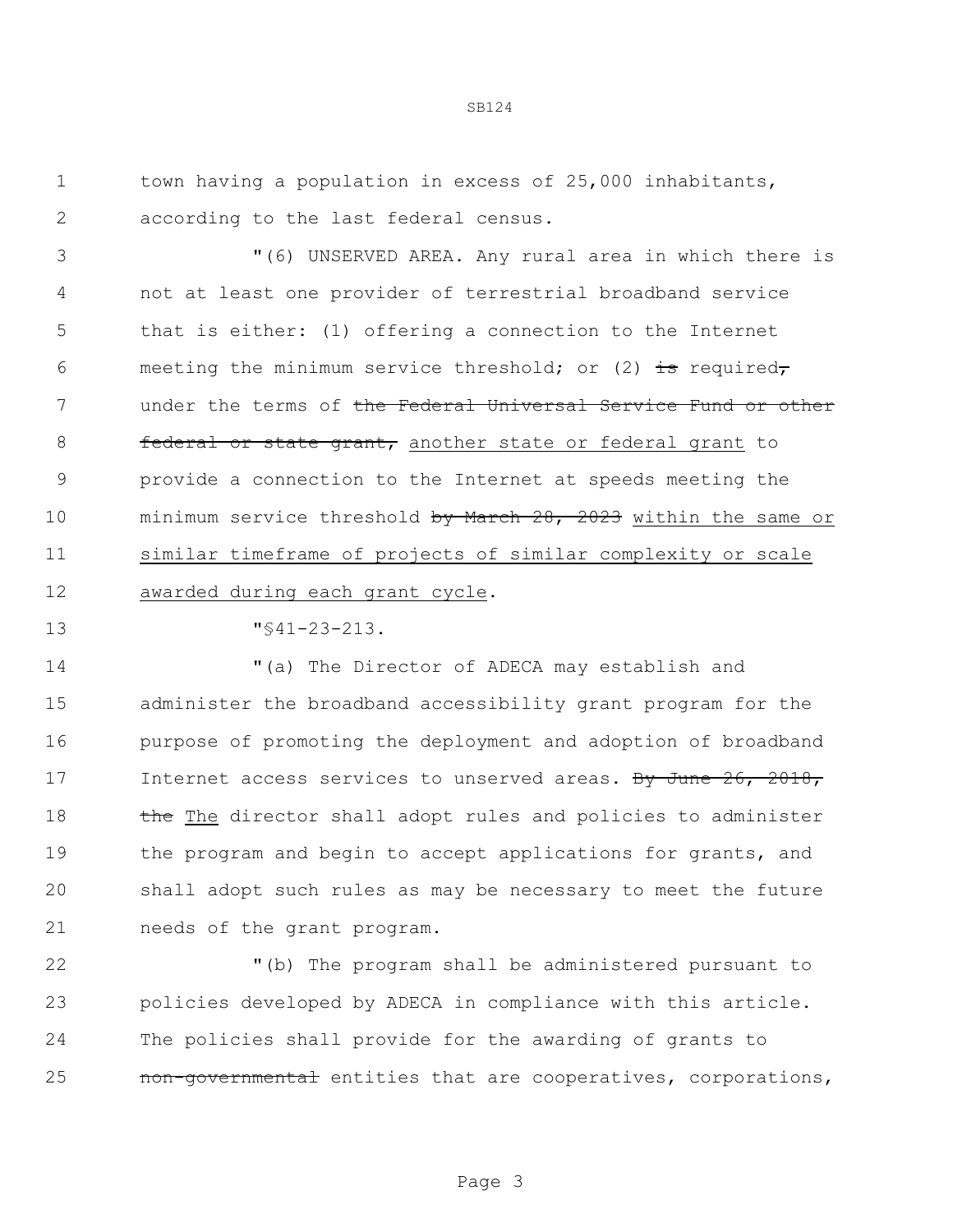town having a population in excess of 25,000 inhabitants, according to the last federal census.

"(6) UNSERVED AREA. Any rural area in which there is not at least one provider of terrestrial broadband service that is either: (1) offering a connection to the Internet meeting the minimum service threshold; or (2) ~~is~~ required~~,~~ under the terms of ~~the Federal Universal Service Fund or other federal or state grant,~~ another state or federal grant to provide a connection to the Internet at speeds meeting the minimum service threshold ~~by March 28, 2023~~ within the same or similar timeframe of projects of similar complexity or scale awarded during each grant cycle.

"§41-23-213.

"(a) The Director of ADECA may establish and administer the broadband accessibility grant program for the purpose of promoting the deployment and adoption of broadband Internet access services to unserved areas. ~~By June 26, 2018, the~~ The director shall adopt rules and policies to administer the program and begin to accept applications for grants, and shall adopt such rules as may be necessary to meet the future needs of the grant program.

"(b) The program shall be administered pursuant to policies developed by ADECA in compliance with this article. The policies shall provide for the awarding of grants to ~~non-governmental~~ entities that are cooperatives, corporations,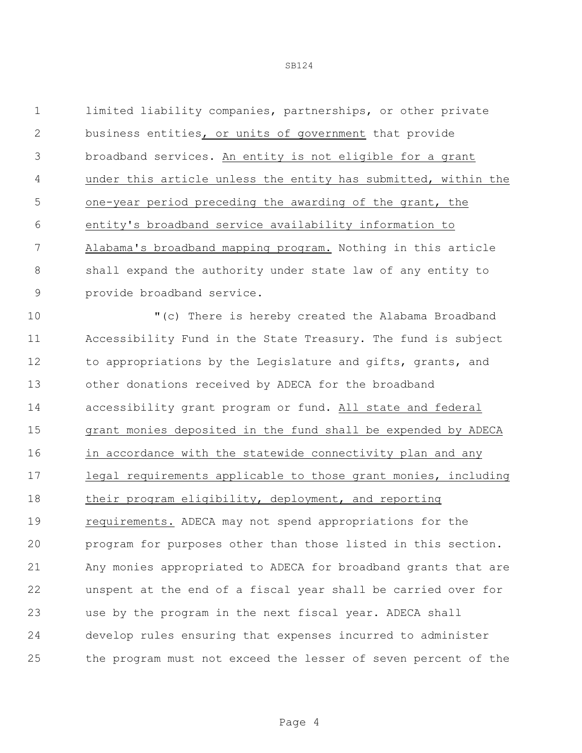limited liability companies, partnerships, or other private business entities, or units of government that provide broadband services. An entity is not eligible for a grant under this article unless the entity has submitted, within the one-year period preceding the awarding of the grant, the entity's broadband service availability information to Alabama's broadband mapping program. Nothing in this article shall expand the authority under state law of any entity to provide broadband service.

"(c) There is hereby created the Alabama Broadband Accessibility Fund in the State Treasury. The fund is subject to appropriations by the Legislature and gifts, grants, and other donations received by ADECA for the broadband accessibility grant program or fund. All state and federal grant monies deposited in the fund shall be expended by ADECA in accordance with the statewide connectivity plan and any legal requirements applicable to those grant monies, including their program eligibility, deployment, and reporting requirements. ADECA may not spend appropriations for the program for purposes other than those listed in this section. Any monies appropriated to ADECA for broadband grants that are unspent at the end of a fiscal year shall be carried over for use by the program in the next fiscal year. ADECA shall develop rules ensuring that expenses incurred to administer the program must not exceed the lesser of seven percent of the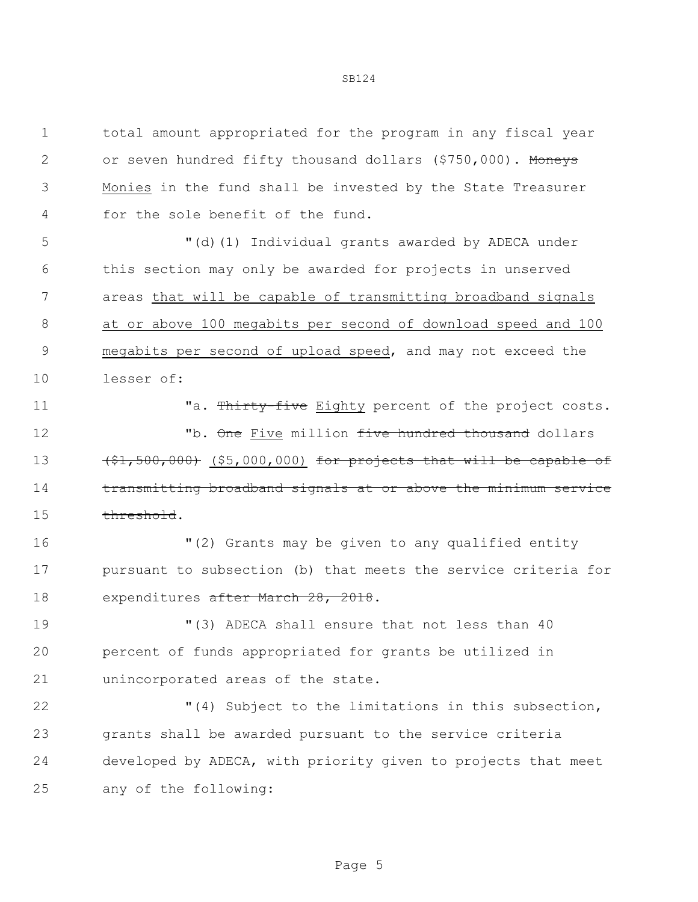total amount appropriated for the program in any fiscal year or seven hundred fifty thousand dollars ($750,000). ~~Moneys~~ Monies in the fund shall be invested by the State Treasurer for the sole benefit of the fund.

"(d)(1) Individual grants awarded by ADECA under this section may only be awarded for projects in unserved areas that will be capable of transmitting broadband signals at or above 100 megabits per second of download speed and 100 megabits per second of upload speed, and may not exceed the lesser of:

"a. ~~Thirty-five~~ Eighty percent of the project costs.

"b. ~~One~~ Five million ~~five hundred thousand~~ dollars ~~($1,500,000)~~ ($5,000,000) ~~for projects that will be capable of transmitting broadband signals at or above the minimum service threshold~~.

"(2) Grants may be given to any qualified entity pursuant to subsection (b) that meets the service criteria for expenditures ~~after March 28, 2018~~.

"(3) ADECA shall ensure that not less than 40 percent of funds appropriated for grants be utilized in unincorporated areas of the state.

"(4) Subject to the limitations in this subsection, grants shall be awarded pursuant to the service criteria developed by ADECA, with priority given to projects that meet any of the following: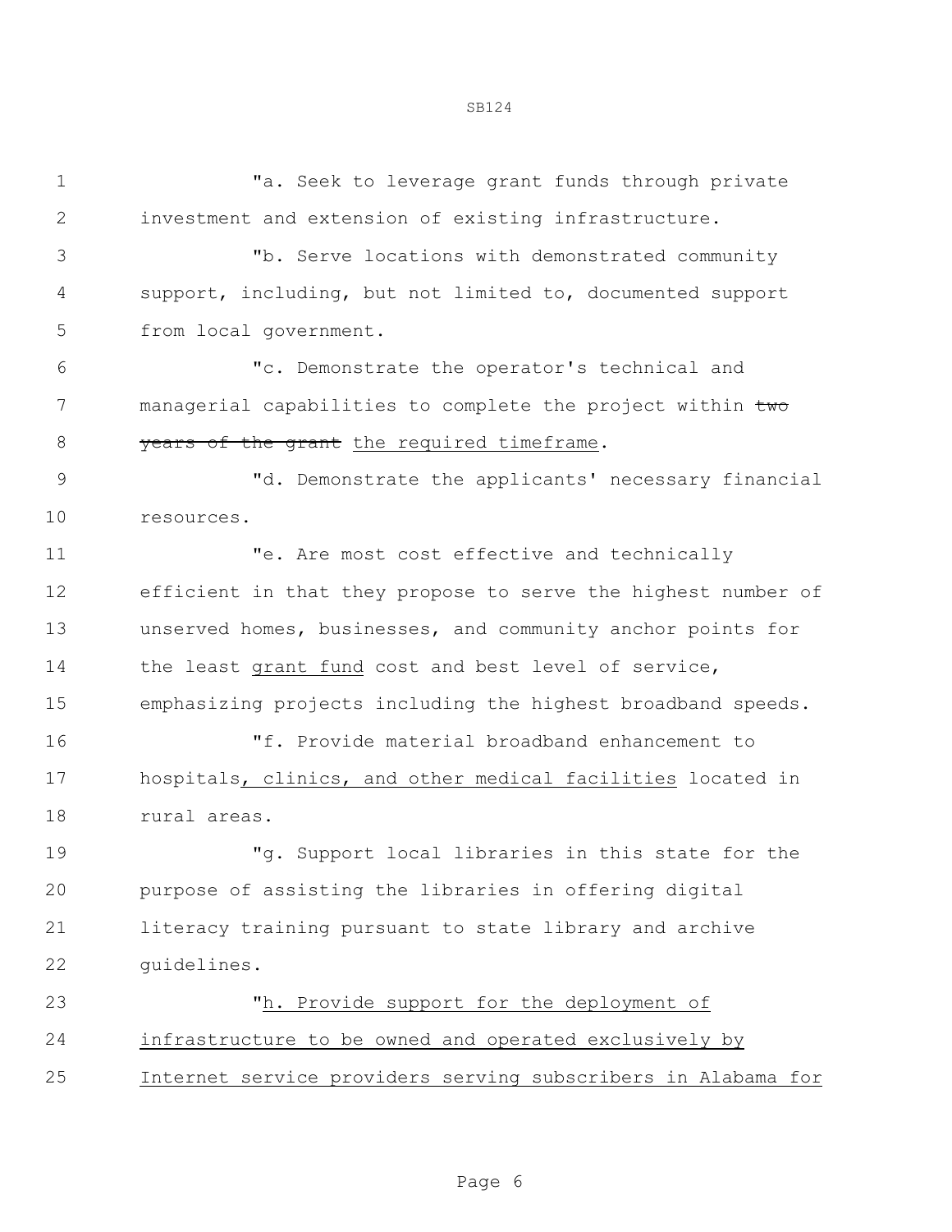"a. Seek to leverage grant funds through private investment and extension of existing infrastructure.

"b. Serve locations with demonstrated community support, including, but not limited to, documented support from local government.

"c. Demonstrate the operator's technical and managerial capabilities to complete the project within ~~two years of the grant~~ <u>the required timeframe</u>.

"d. Demonstrate the applicants' necessary financial resources.

"e. Are most cost effective and technically efficient in that they propose to serve the highest number of unserved homes, businesses, and community anchor points for the least <u>grant fund</u> cost and best level of service, emphasizing projects including the highest broadband speeds.

"f. Provide material broadband enhancement to hospitals<u>, clinics, and other medical facilities</u> located in rural areas.

"g. Support local libraries in this state for the purpose of assisting the libraries in offering digital literacy training pursuant to state library and archive guidelines.

"<u>h. Provide support for the deployment of infrastructure to be owned and operated exclusively by Internet service providers serving subscribers in Alabama for</u>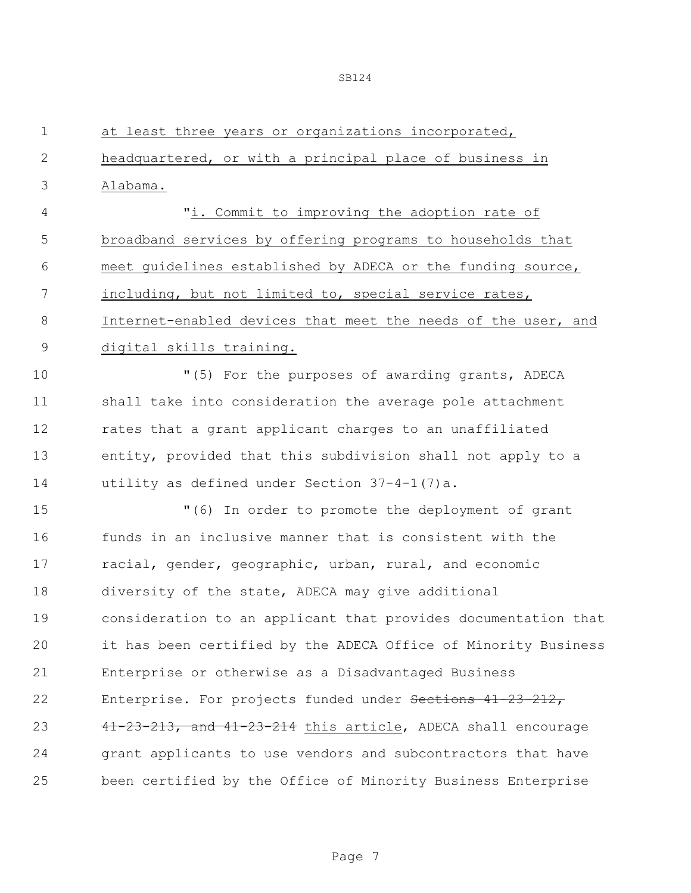at least three years or organizations incorporated, headquartered, or with a principal place of business in Alabama.

"i. Commit to improving the adoption rate of broadband services by offering programs to households that meet guidelines established by ADECA or the funding source, including, but not limited to, special service rates, Internet-enabled devices that meet the needs of the user, and digital skills training.

"(5) For the purposes of awarding grants, ADECA shall take into consideration the average pole attachment rates that a grant applicant charges to an unaffiliated entity, provided that this subdivision shall not apply to a utility as defined under Section 37-4-1(7)a.

"(6) In order to promote the deployment of grant funds in an inclusive manner that is consistent with the racial, gender, geographic, urban, rural, and economic diversity of the state, ADECA may give additional consideration to an applicant that provides documentation that it has been certified by the ADECA Office of Minority Business Enterprise or otherwise as a Disadvantaged Business Enterprise. For projects funded under ~~Sections 41-23-212, 41-23-213, and 41-23-214~~ this article, ADECA shall encourage grant applicants to use vendors and subcontractors that have been certified by the Office of Minority Business Enterprise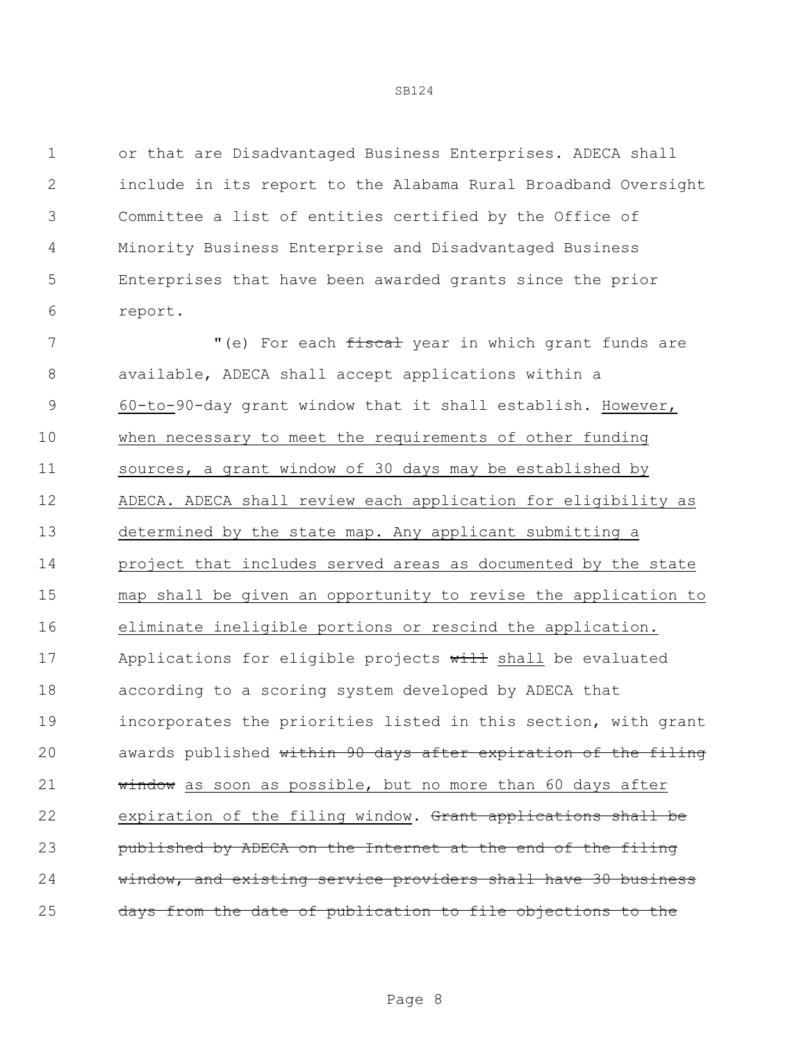or that are Disadvantaged Business Enterprises. ADECA shall include in its report to the Alabama Rural Broadband Oversight Committee a list of entities certified by the Office of Minority Business Enterprise and Disadvantaged Business Enterprises that have been awarded grants since the prior report.

"(e) For each ~~fiscal~~ year in which grant funds are available, ADECA shall accept applications within a <u>60-to-</u>90-day grant window that it shall establish. <u>However, when necessary to meet the requirements of other funding sources, a grant window of 30 days may be established by ADECA. ADECA shall review each application for eligibility as determined by the state map. Any applicant submitting a project that includes served areas as documented by the state map shall be given an opportunity to revise the application to eliminate ineligible portions or rescind the application.</u> Applications for eligible projects ~~will~~ <u>shall</u> be evaluated according to a scoring system developed by ADECA that incorporates the priorities listed in this section, with grant awards published ~~within 90 days after expiration of the filing window~~ <u>as soon as possible, but no more than 60 days after expiration of the filing window</u>. ~~Grant applications shall be published by ADECA on the Internet at the end of the filing window, and existing service providers shall have 30 business days from the date of publication to file objections to the~~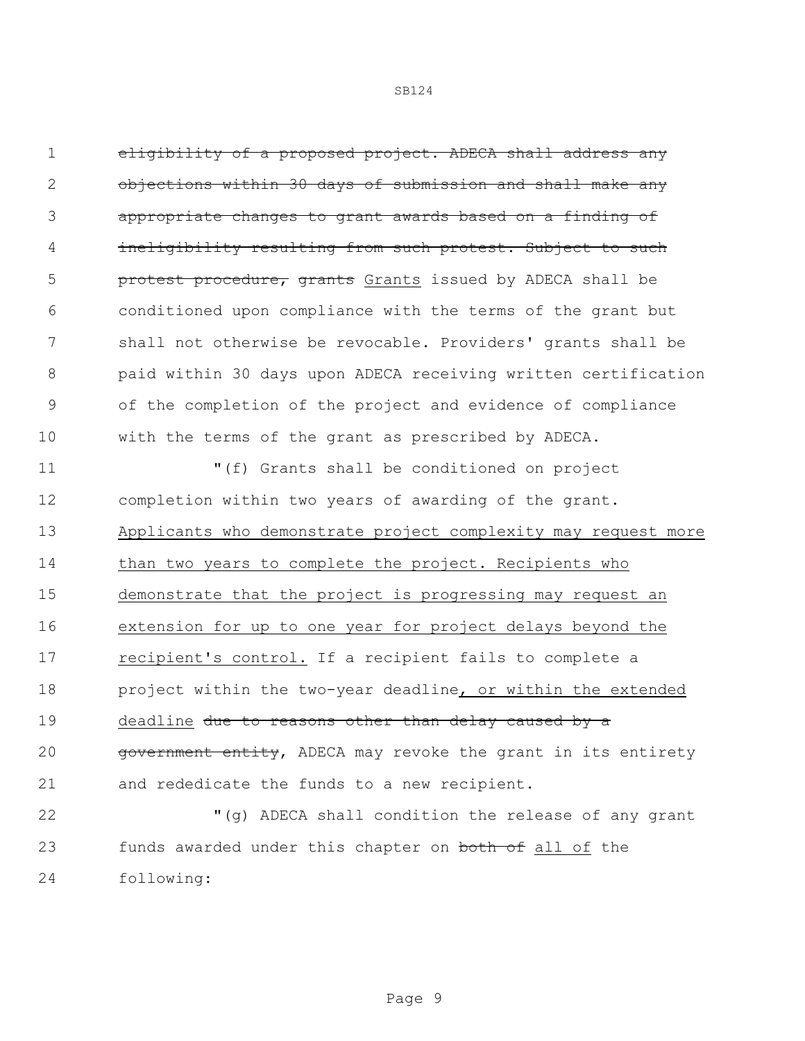~~eligibility of a proposed project. ADECA shall address any objections within 30 days of submission and shall make any appropriate changes to grant awards based on a finding of ineligibility resulting from such protest. Subject to such protest procedure, grants~~ Grants issued by ADECA shall be conditioned upon compliance with the terms of the grant but shall not otherwise be revocable. Providers' grants shall be paid within 30 days upon ADECA receiving written certification of the completion of the project and evidence of compliance with the terms of the grant as prescribed by ADECA.

"(f) Grants shall be conditioned on project completion within two years of awarding of the grant. <u>Applicants who demonstrate project complexity may request more than two years to complete the project. Recipients who demonstrate that the project is progressing may request an extension for up to one year for project delays beyond the recipient's control.</u> If a recipient fails to complete a project within the two-year deadline<u>, or within the extended deadline</u> ~~due to reasons other than delay caused by a government entity~~, ADECA may revoke the grant in its entirety and rededicate the funds to a new recipient.

"(g) ADECA shall condition the release of any grant funds awarded under this chapter on ~~both of~~ <u>all of</u> the following: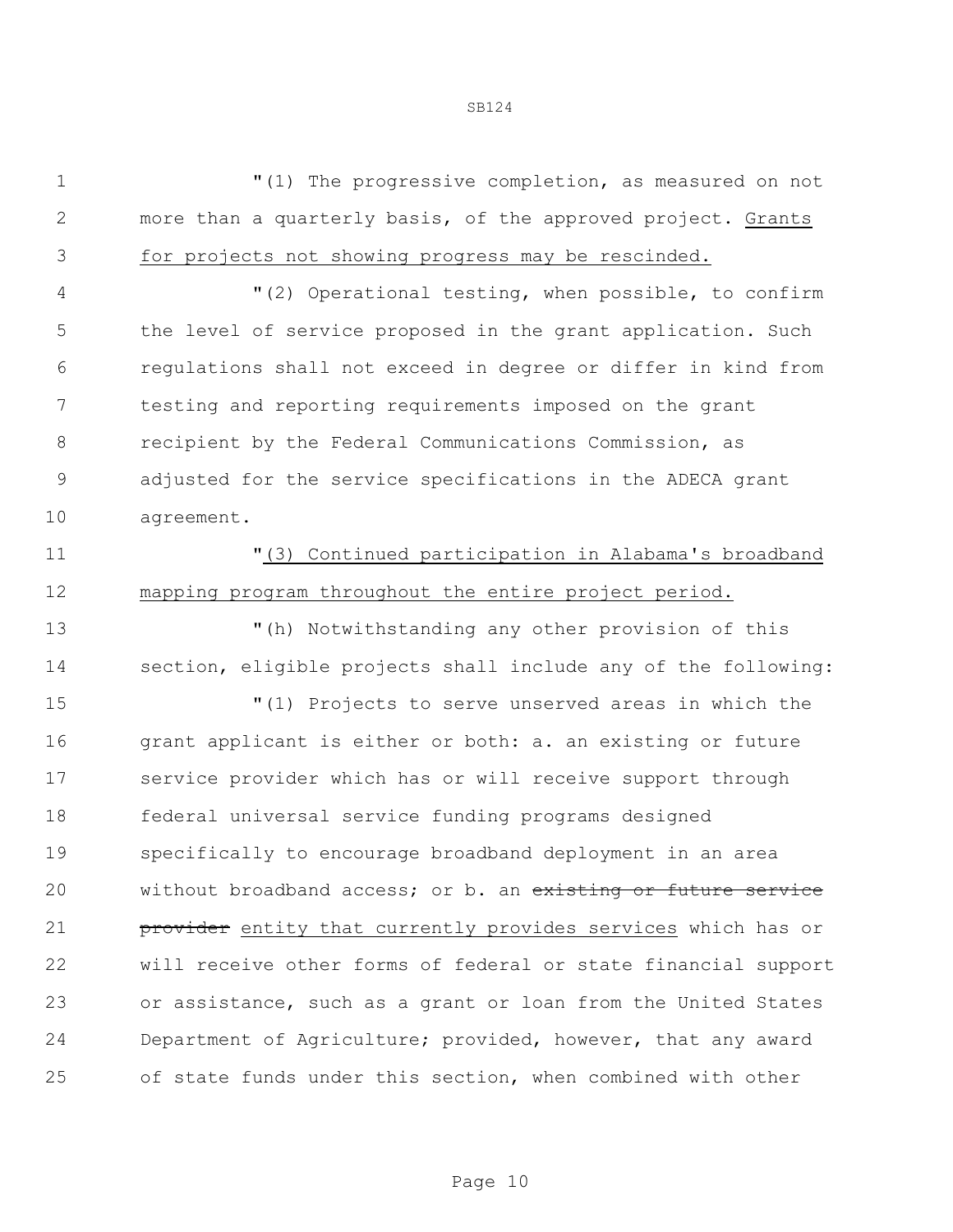"(1) The progressive completion, as measured on not more than a quarterly basis, of the approved project. <u>Grants for projects not showing progress may be rescinded.</u>

"(2) Operational testing, when possible, to confirm the level of service proposed in the grant application. Such regulations shall not exceed in degree or differ in kind from testing and reporting requirements imposed on the grant recipient by the Federal Communications Commission, as adjusted for the service specifications in the ADECA grant agreement.

"<u>(3) Continued participation in Alabama's broadband mapping program throughout the entire project period.</u>

"(h) Notwithstanding any other provision of this section, eligible projects shall include any of the following:

"(1) Projects to serve unserved areas in which the grant applicant is either or both: a. an existing or future service provider which has or will receive support through federal universal service funding programs designed specifically to encourage broadband deployment in an area without broadband access; or b. an ~~existing or future service provider~~ <u>entity that currently provides services</u> which has or will receive other forms of federal or state financial support or assistance, such as a grant or loan from the United States Department of Agriculture; provided, however, that any award of state funds under this section, when combined with other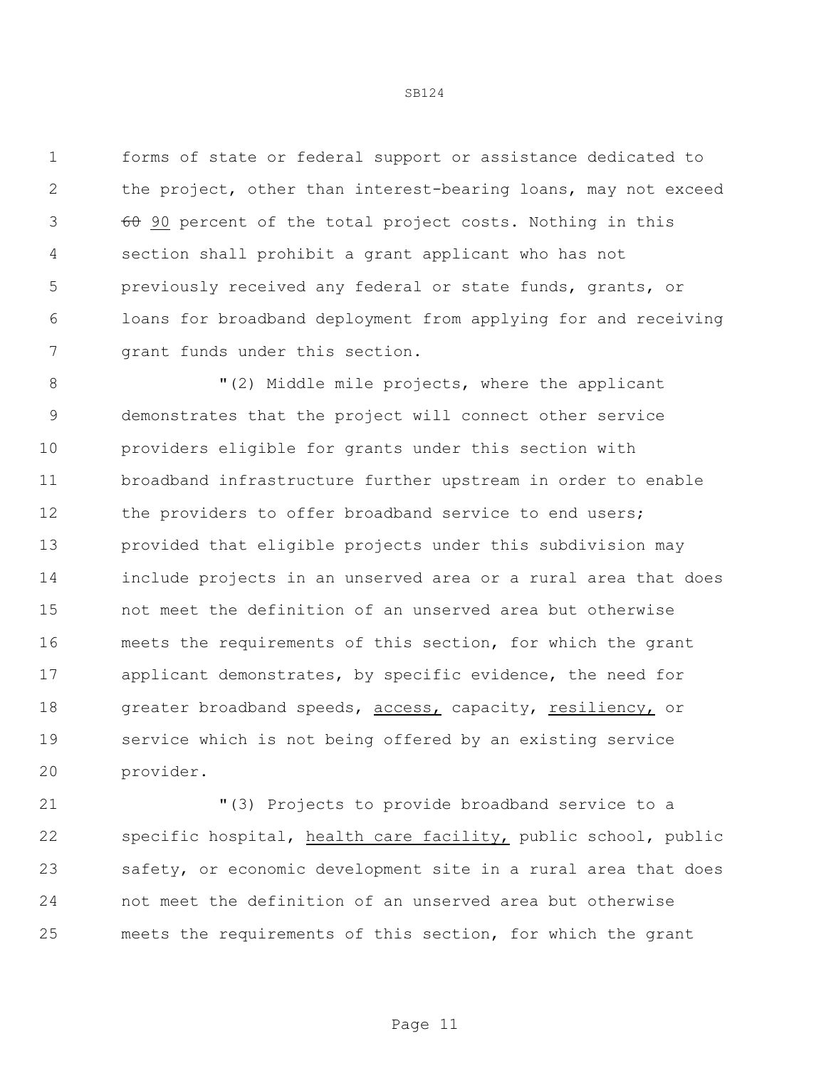forms of state or federal support or assistance dedicated to the project, other than interest-bearing loans, may not exceed ~~60~~ <u>90</u> percent of the total project costs. Nothing in this section shall prohibit a grant applicant who has not previously received any federal or state funds, grants, or loans for broadband deployment from applying for and receiving grant funds under this section.

"(2) Middle mile projects, where the applicant demonstrates that the project will connect other service providers eligible for grants under this section with broadband infrastructure further upstream in order to enable the providers to offer broadband service to end users; provided that eligible projects under this subdivision may include projects in an unserved area or a rural area that does not meet the definition of an unserved area but otherwise meets the requirements of this section, for which the grant applicant demonstrates, by specific evidence, the need for greater broadband speeds, <u>access,</u> capacity, <u>resiliency,</u> or service which is not being offered by an existing service provider.

"(3) Projects to provide broadband service to a specific hospital, <u>health care facility,</u> public school, public safety, or economic development site in a rural area that does not meet the definition of an unserved area but otherwise meets the requirements of this section, for which the grant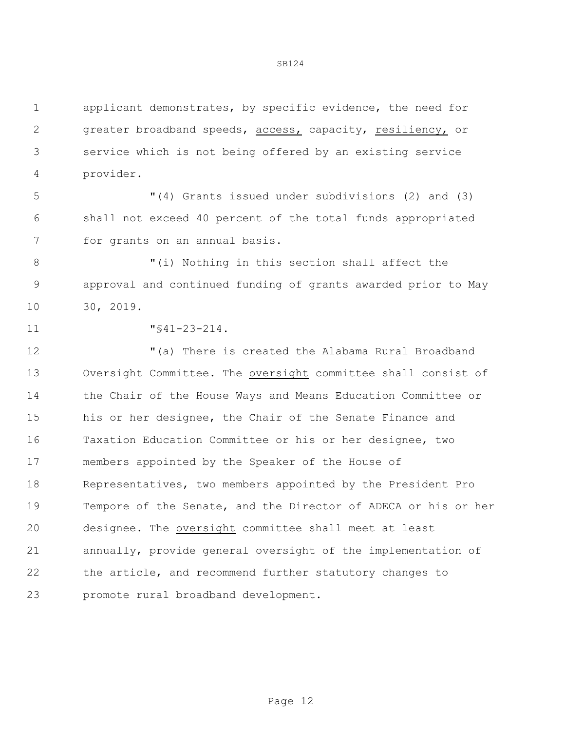applicant demonstrates, by specific evidence, the need for greater broadband speeds, <u>access,</u> capacity, <u>resiliency,</u> or service which is not being offered by an existing service provider.

"(4) Grants issued under subdivisions (2) and (3) shall not exceed 40 percent of the total funds appropriated for grants on an annual basis.

"(i) Nothing in this section shall affect the approval and continued funding of grants awarded prior to May 30, 2019.

"§41-23-214.

"(a) There is created the Alabama Rural Broadband Oversight Committee. The <u>oversight</u> committee shall consist of the Chair of the House Ways and Means Education Committee or his or her designee, the Chair of the Senate Finance and Taxation Education Committee or his or her designee, two members appointed by the Speaker of the House of Representatives, two members appointed by the President Pro Tempore of the Senate, and the Director of ADECA or his or her designee. The <u>oversight</u> committee shall meet at least annually, provide general oversight of the implementation of the article, and recommend further statutory changes to promote rural broadband development.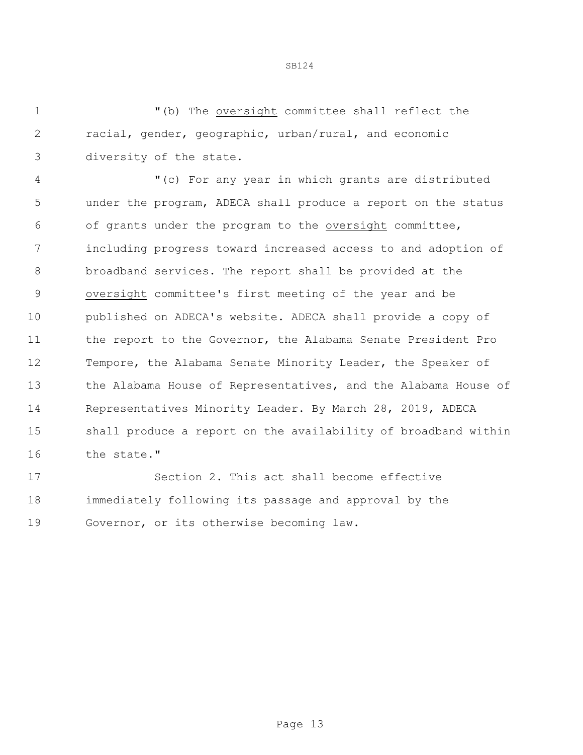"(b) The <u>oversight</u> committee shall reflect the racial, gender, geographic, urban/rural, and economic diversity of the state.

"(c) For any year in which grants are distributed under the program, ADECA shall produce a report on the status of grants under the program to the <u>oversight</u> committee, including progress toward increased access to and adoption of broadband services. The report shall be provided at the <u>oversight</u> committee's first meeting of the year and be published on ADECA's website. ADECA shall provide a copy of the report to the Governor, the Alabama Senate President Pro Tempore, the Alabama Senate Minority Leader, the Speaker of the Alabama House of Representatives, and the Alabama House of Representatives Minority Leader. By March 28, 2019, ADECA shall produce a report on the availability of broadband within the state."

Section 2. This act shall become effective immediately following its passage and approval by the Governor, or its otherwise becoming law.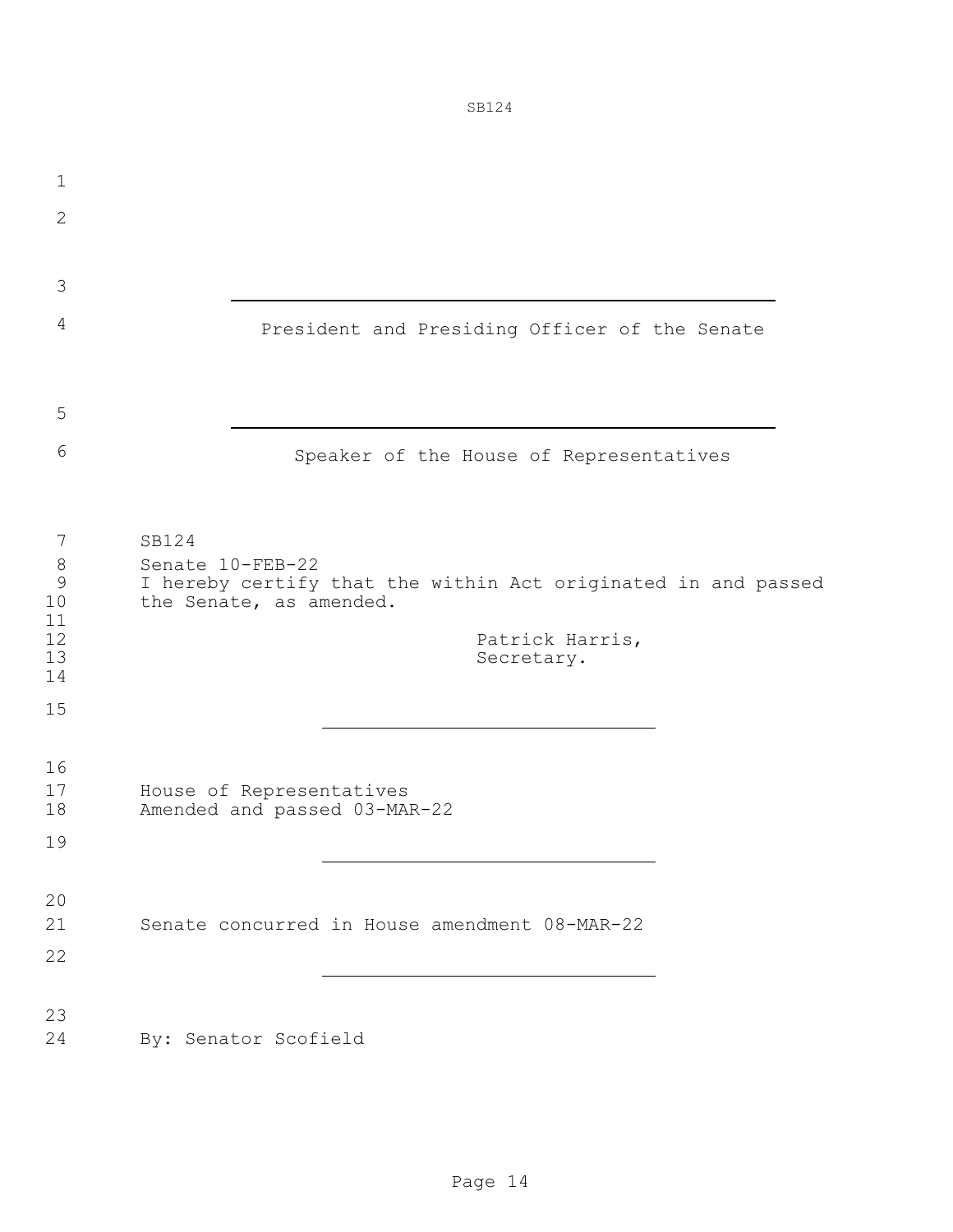President and Presiding Officer of the Senate

Speaker of the House of Representatives

SB124

Senate 10-FEB-22

I hereby certify that the within Act originated in and passed the Senate, as amended.

Patrick Harris,
Secretary.

House of Representatives

Amended and passed 03-MAR-22

Senate concurred in House amendment 08-MAR-22

By: Senator Scofield